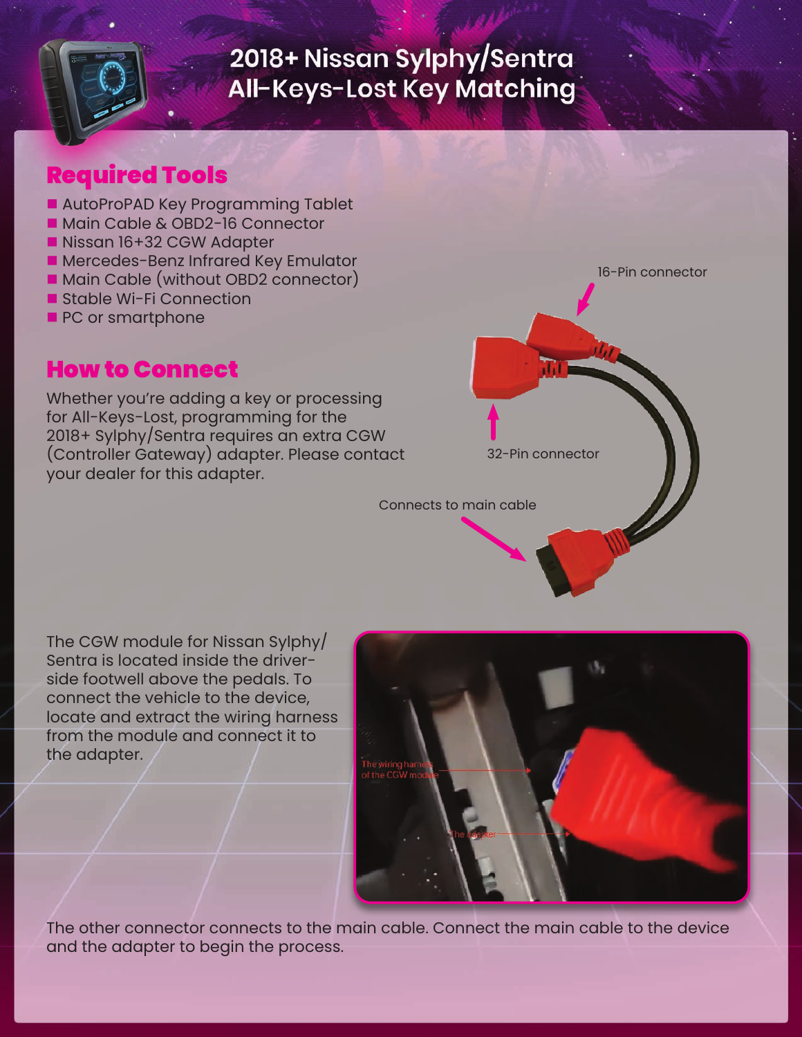# 2018+ Nissan Sylphy/Sentra All-Keys-Lost Key Matching

## Required Tools

- AutoProPAD Key Programming Tablet
- Main Cable & OBD2-16 Connector
- Nissan 16+32 CGW Adapter
- Mercedes-Benz Infrared Key Emulator
- Main Cable (without OBD2 connector)
- Stable Wi-Fi Connection
- PC or smartphone

## How to Connect

Whether you're adding a key or processing for All-Keys-Lost, programming for the 2018+ Sylphy/Sentra requires an extra CGW (Controller Gateway) adapter. Please contact your dealer for this adapter.

16-Pin connector

32-Pin connector

Connects to main cable

The CGW module for Nissan Sylphy/Sentra is located inside the driver-side footwell above the pedals. To connect the vehicle to the device, locate and extract the wiring harness from the module and connect it to the adapter.

The wiring harness of the CGW module

The adapter

The other connector connects to the main cable. Connect the main cable to the device and the adapter to begin the process.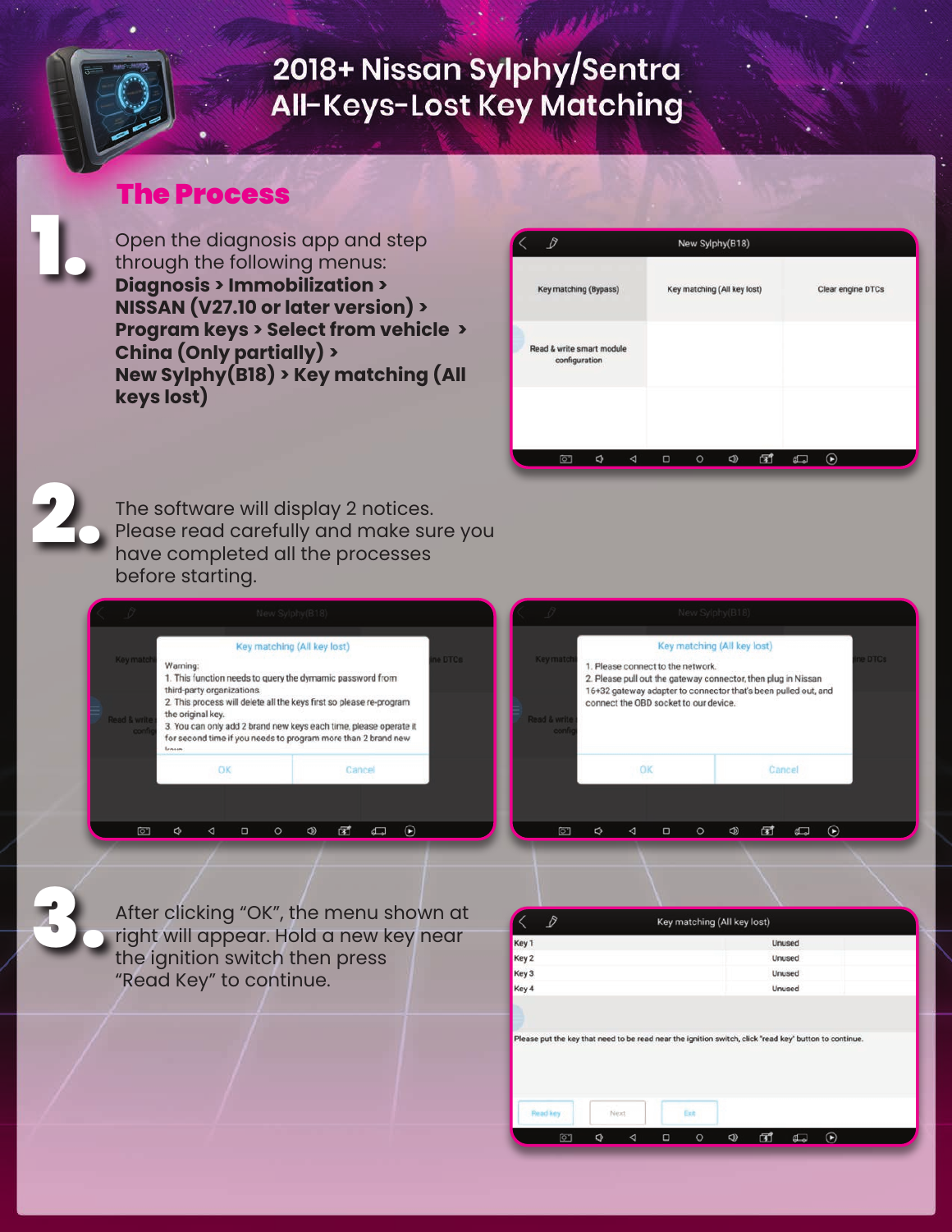# 2018+ Nissan Sylphy/Sentra All-Keys-Lost Key Matching

## The Process

**1.** Open the diagnosis app and step through the following menus: **Diagnosis > Immobilization > NISSAN (V27.10 or later version) > Program keys > Select from vehicle > China (Only partially) > New Sylphy(B18) > Key matching (All keys lost)**

**2.** The software will display 2 notices. Please read carefully and make sure you have completed all the processes before starting.

**3.** After clicking "OK", the menu shown at right will appear. Hold a new key near the ignition switch then press "Read Key" to continue.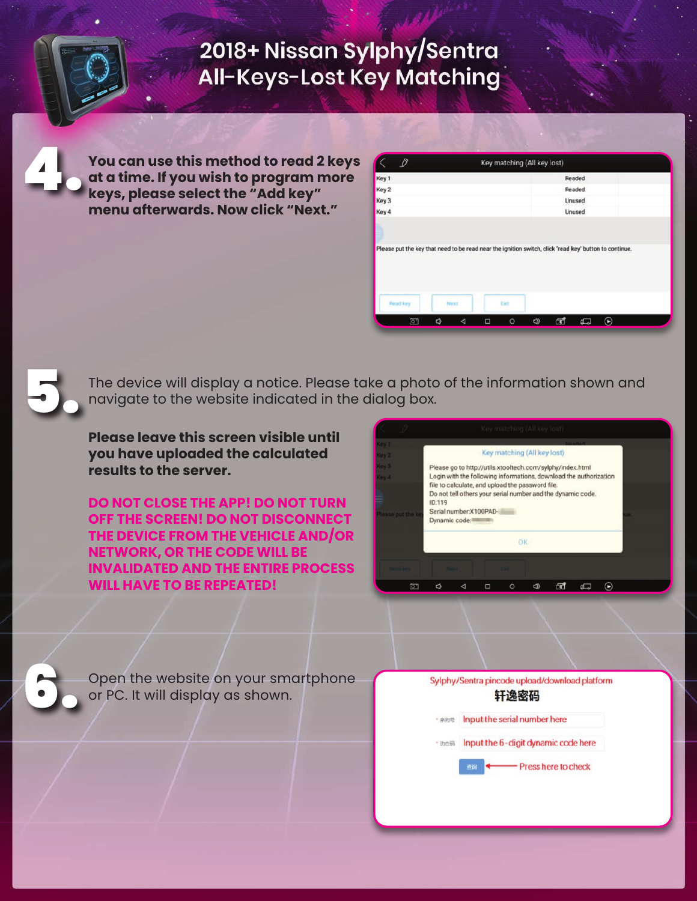# 2018+ Nissan Sylphy/Sentra All-Keys-Lost Key Matching

**4.** **You can use this method to read 2 keys at a time. If you wish to program more keys, please select the "Add key" menu afterwards. Now click "Next."**

**5.** The device will display a notice. Please take a photo of the information shown and navigate to the website indicated in the dialog box.

**Please leave this screen visible until you have uploaded the calculated results to the server.**

**DO NOT CLOSE THE APP! DO NOT TURN OFF THE SCREEN! DO NOT DISCONNECT THE DEVICE FROM THE VEHICLE AND/OR NETWORK, OR THE CODE WILL BE INVALIDATED AND THE ENTIRE PROCESS WILL HAVE TO BE REPEATED!**

**6.** Open the website on your smartphone or PC. It will display as shown.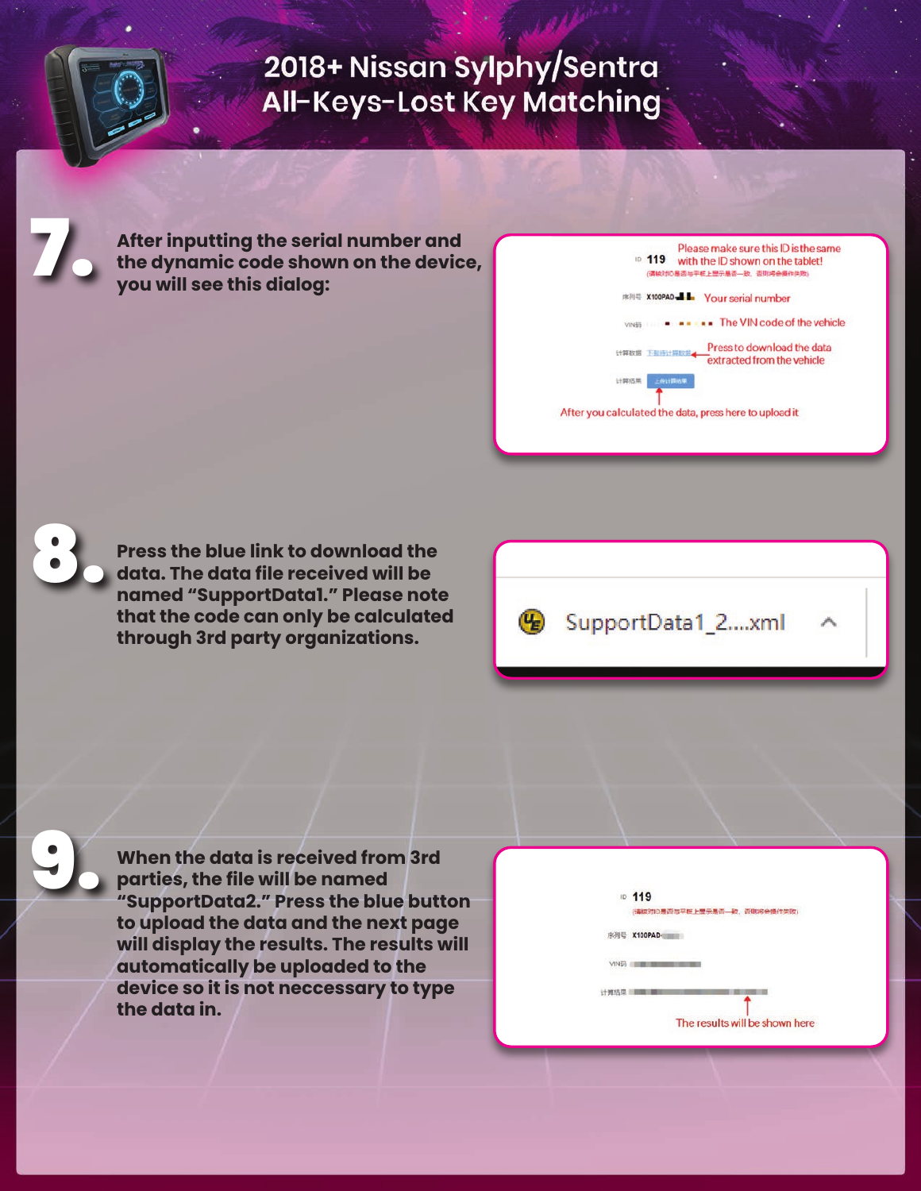# 2018+ Nissan Sylphy/Sentra All-Keys-Lost Key Matching

**7.** After inputting the serial number and the dynamic code shown on the device, you will see this dialog:

ID 119 — Please make sure this ID is the same with the ID shown on the tablet!

(请核对ID是否与平板上显示是否一致，否则将会操作失败)

序列号 X100PAD — Your serial number

VIN码 — The VIN code of the vehicle

计算数据 下载待计算数据 — Press to download the data extracted from the vehicle

计算结果 上传计算结果

After you calculated the data, press here to upload it

**8.** Press the blue link to download the data. The data file received will be named "SupportData1." Please note that the code can only be calculated through 3rd party organizations.

SupportData1_2....xml

**9.** When the data is received from 3rd parties, the file will be named "SupportData2." Press the blue button to upload the data and the next page will display the results. The results will automatically be uploaded to the device so it is not neccessary to type the data in.

ID 119

(请核对ID是否与平板上显示是否一致，否则将会操作失败)

序列号 X100PAD

VIN码

计算结果

The results will be shown here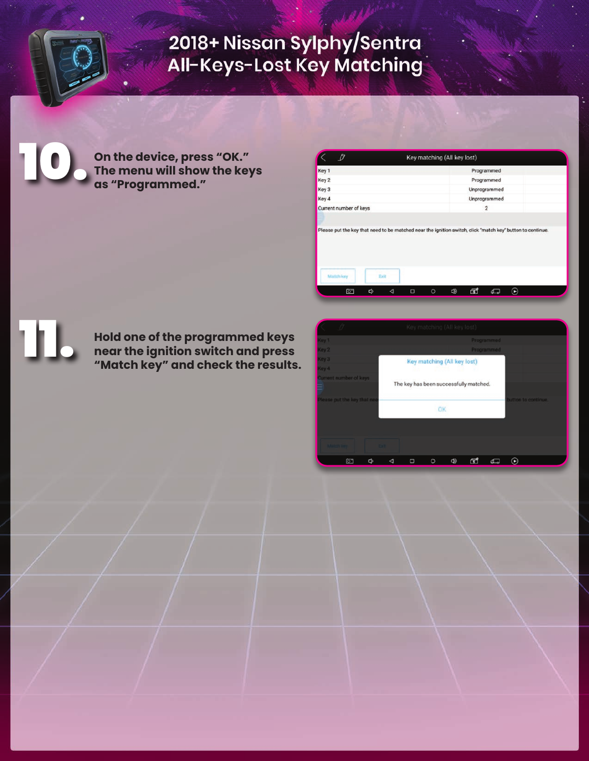# 2018+ Nissan Sylphy/Sentra All-Keys-Lost Key Matching

**10.** On the device, press "OK." The menu will show the keys as "Programmed."

**11.** Hold one of the programmed keys near the ignition switch and press "Match key" and check the results.